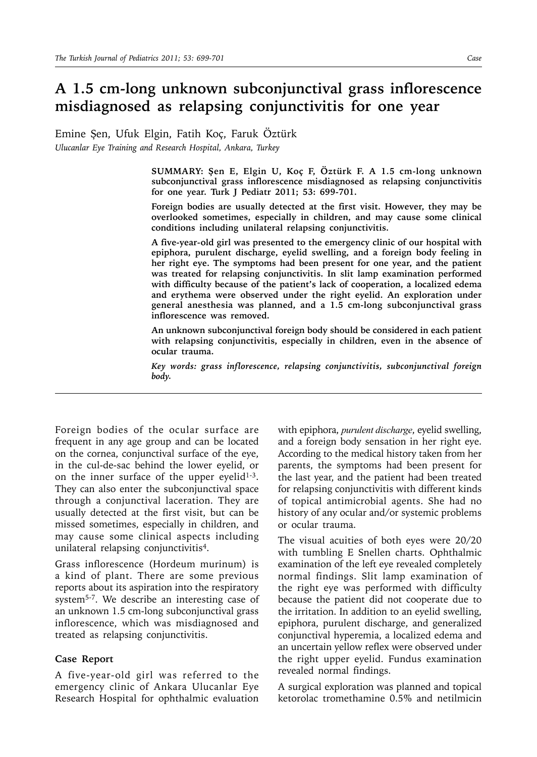# A 1.5 cm-long unknown subconjunctival grass inflorescence misdiagnosed as relapsing conjunctivitis for one year

Emine Şen, Ufuk Elgin, Fatih Koç, Faruk Öztürk

*Ulucanlar Eye Training and Research Hospital, Ankara, Turkey*

**SUMMARY: Şen E, Elgin U, Koç F, Öztürk F. A 1.5 cm-long unknown subconjunctival grass inflorescence misdiagnosed as relapsing conjunctivitis for one year. Turk J Pediatr 2011; 53: 699-701.**

**Foreign bodies are usually detected at the first visit. However, they may be overlooked sometimes, especially in children, and may cause some clinical conditions including unilateral relapsing conjunctivitis.**

**A five-year-old girl was presented to the emergency clinic of our hospital with epiphora, purulent discharge, eyelid swelling, and a foreign body feeling in her right eye. The symptoms had been present for one year, and the patient was treated for relapsing conjunctivitis. In slit lamp examination performed with difficulty because of the patient's lack of cooperation, a localized edema and erythema were observed under the right eyelid. An exploration under general anesthesia was planned, and a 1.5 cm-long subconjunctival grass inflorescence was removed.**

**An unknown subconjunctival foreign body should be considered in each patient with relapsing conjunctivitis, especially in children, even in the absence of ocular trauma.**

***Key words: grass inflorescence, relapsing conjunctivitis, subconjunctival foreign body.***

---

Foreign bodies of the ocular surface are frequent in any age group and can be located on the cornea, conjunctival surface of the eye, in the cul-de-sac behind the lower eyelid, or on the inner surface of the upper eyelid[1-3]. They can also enter the subconjunctival space through a conjunctival laceration. They are usually detected at the first visit, but can be missed sometimes, especially in children, and may cause some clinical aspects including unilateral relapsing conjunctivitis[4].

Grass inflorescence (Hordeum murinum) is a kind of plant. There are some previous reports about its aspiration into the respiratory system[5-7]. We describe an interesting case of an unknown 1.5 cm-long subconjunctival grass inflorescence, which was misdiagnosed and treated as relapsing conjunctivitis.

## Case Report

A five-year-old girl was referred to the emergency clinic of Ankara Ulucanlar Eye Research Hospital for ophthalmic evaluation with epiphora, *purulent discharge*, eyelid swelling, and a foreign body sensation in her right eye. According to the medical history taken from her parents, the symptoms had been present for the last year, and the patient had been treated for relapsing conjunctivitis with different kinds of topical antimicrobial agents. She had no history of any ocular and/or systemic problems or ocular trauma.

The visual acuities of both eyes were 20/20 with tumbling E Snellen charts. Ophthalmic examination of the left eye revealed completely normal findings. Slit lamp examination of the right eye was performed with difficulty because the patient did not cooperate due to the irritation. In addition to an eyelid swelling, epiphora, purulent discharge, and generalized conjunctival hyperemia, a localized edema and an uncertain yellow reflex were observed under the right upper eyelid. Fundus examination revealed normal findings.

A surgical exploration was planned and topical ketorolac tromethamine 0.5% and netilmicin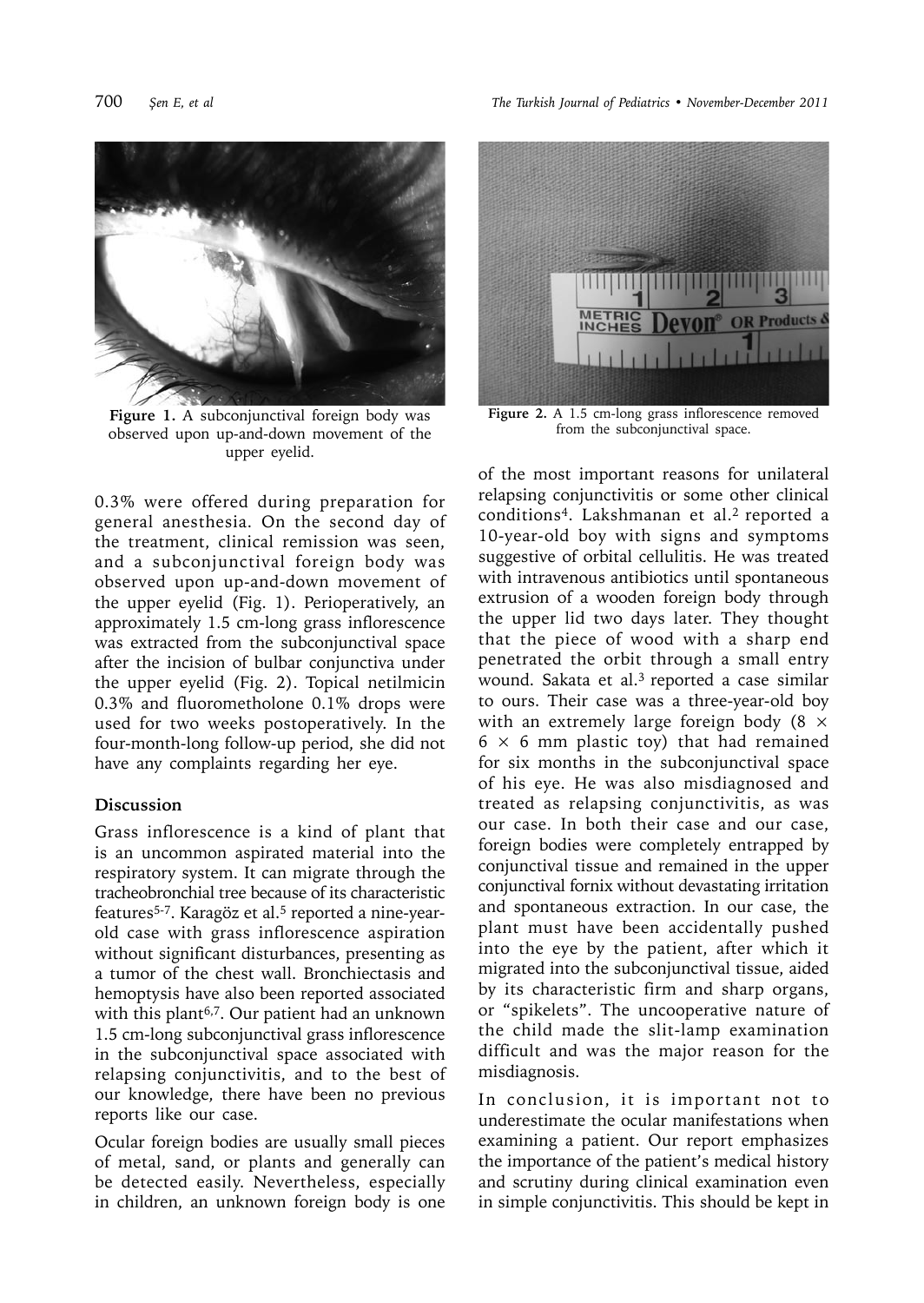Figure 1. A subconjunctival foreign body was observed upon up-and-down movement of the upper eyelid.

Figure 2. A 1.5 cm-long grass inflorescence removed from the subconjunctival space.

0.3% were offered during preparation for general anesthesia. On the second day of the treatment, clinical remission was seen, and a subconjunctival foreign body was observed upon up-and-down movement of the upper eyelid (Fig. 1). Perioperatively, an approximately 1.5 cm-long grass inflorescence was extracted from the subconjunctival space after the incision of bulbar conjunctiva under the upper eyelid (Fig. 2). Topical netilmicin 0.3% and fluorometholone 0.1% drops were used for two weeks postoperatively. In the four-month-long follow-up period, she did not have any complaints regarding her eye.

## Discussion

Grass inflorescence is a kind of plant that is an uncommon aspirated material into the respiratory system. It can migrate through the tracheobronchial tree because of its characteristic features[5-7]. Karagöz et al.[5] reported a nine-year-old case with grass inflorescence aspiration without significant disturbances, presenting as a tumor of the chest wall. Bronchiectasis and hemoptysis have also been reported associated with this plant[6,7]. Our patient had an unknown 1.5 cm-long subconjunctival grass inflorescence in the subconjunctival space associated with relapsing conjunctivitis, and to the best of our knowledge, there have been no previous reports like our case.

Ocular foreign bodies are usually small pieces of metal, sand, or plants and generally can be detected easily. Nevertheless, especially in children, an unknown foreign body is one of the most important reasons for unilateral relapsing conjunctivitis or some other clinical conditions[4]. Lakshmanan et al.[2] reported a 10-year-old boy with signs and symptoms suggestive of orbital cellulitis. He was treated with intravenous antibiotics until spontaneous extrusion of a wooden foreign body through the upper lid two days later. They thought that the piece of wood with a sharp end penetrated the orbit through a small entry wound. Sakata et al.[3] reported a case similar to ours. Their case was a three-year-old boy with an extremely large foreign body ($8 \times 6 \times 6$ mm plastic toy) that had remained for six months in the subconjunctival space of his eye. He was also misdiagnosed and treated as relapsing conjunctivitis, as was our case. In both their case and our case, foreign bodies were completely entrapped by conjunctival tissue and remained in the upper conjunctival fornix without devastating irritation and spontaneous extraction. In our case, the plant must have been accidentally pushed into the eye by the patient, after which it migrated into the subconjunctival tissue, aided by its characteristic firm and sharp organs, or "spikelets". The uncooperative nature of the child made the slit-lamp examination difficult and was the major reason for the misdiagnosis.

In conclusion, it is important not to underestimate the ocular manifestations when examining a patient. Our report emphasizes the importance of the patient's medical history and scrutiny during clinical examination even in simple conjunctivitis. This should be kept in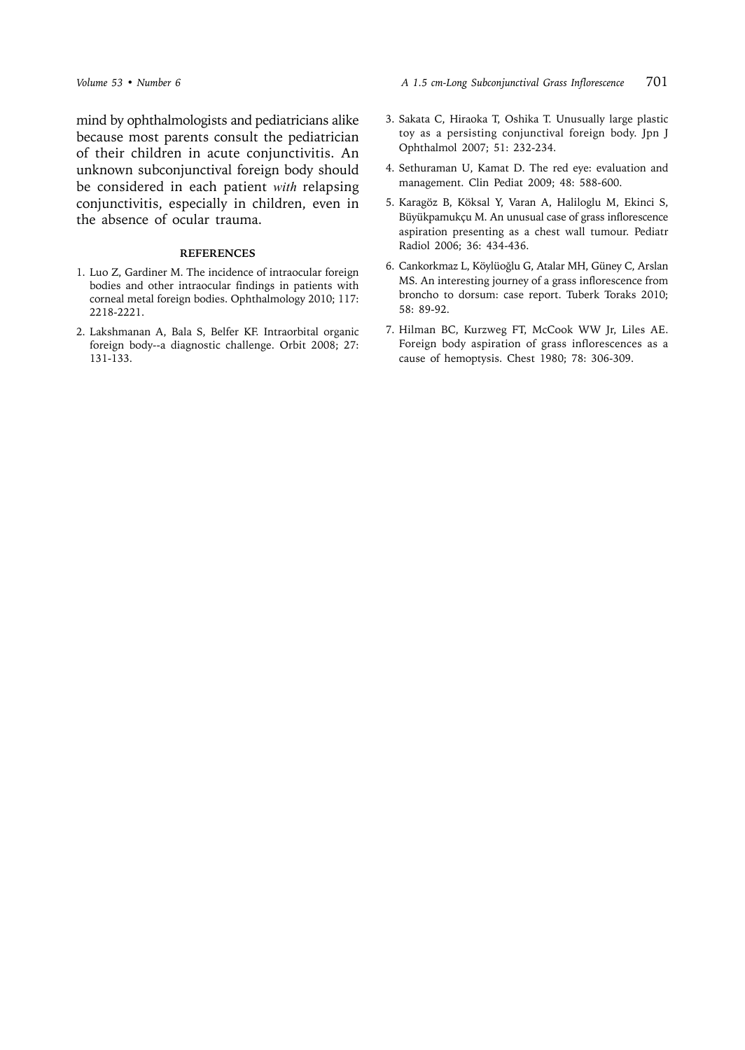mind by ophthalmologists and pediatricians alike because most parents consult the pediatrician of their children in acute conjunctivitis. An unknown subconjunctival foreign body should be considered in each patient *with* relapsing conjunctivitis, especially in children, even in the absence of ocular trauma.

## REFERENCES

1. Luo Z, Gardiner M. The incidence of intraocular foreign bodies and other intraocular findings in patients with corneal metal foreign bodies. Ophthalmology 2010; 117: 2218-2221.
2. Lakshmanan A, Bala S, Belfer KF. Intraorbital organic foreign body--a diagnostic challenge. Orbit 2008; 27: 131-133.
3. Sakata C, Hiraoka T, Oshika T. Unusually large plastic toy as a persisting conjunctival foreign body. Jpn J Ophthalmol 2007; 51: 232-234.
4. Sethuraman U, Kamat D. The red eye: evaluation and management. Clin Pediat 2009; 48: 588-600.
5. Karagöz B, Köksal Y, Varan A, Haliloglu M, Ekinci S, Büyükpamukçu M. An unusual case of grass inflorescence aspiration presenting as a chest wall tumour. Pediatr Radiol 2006; 36: 434-436.
6. Cankorkmaz L, Köylüoğlu G, Atalar MH, Güney C, Arslan MS. An interesting journey of a grass inflorescence from broncho to dorsum: case report. Tuberk Toraks 2010; 58: 89-92.
7. Hilman BC, Kurzweg FT, McCook WW Jr, Liles AE. Foreign body aspiration of grass inflorescences as a cause of hemoptysis. Chest 1980; 78: 306-309.